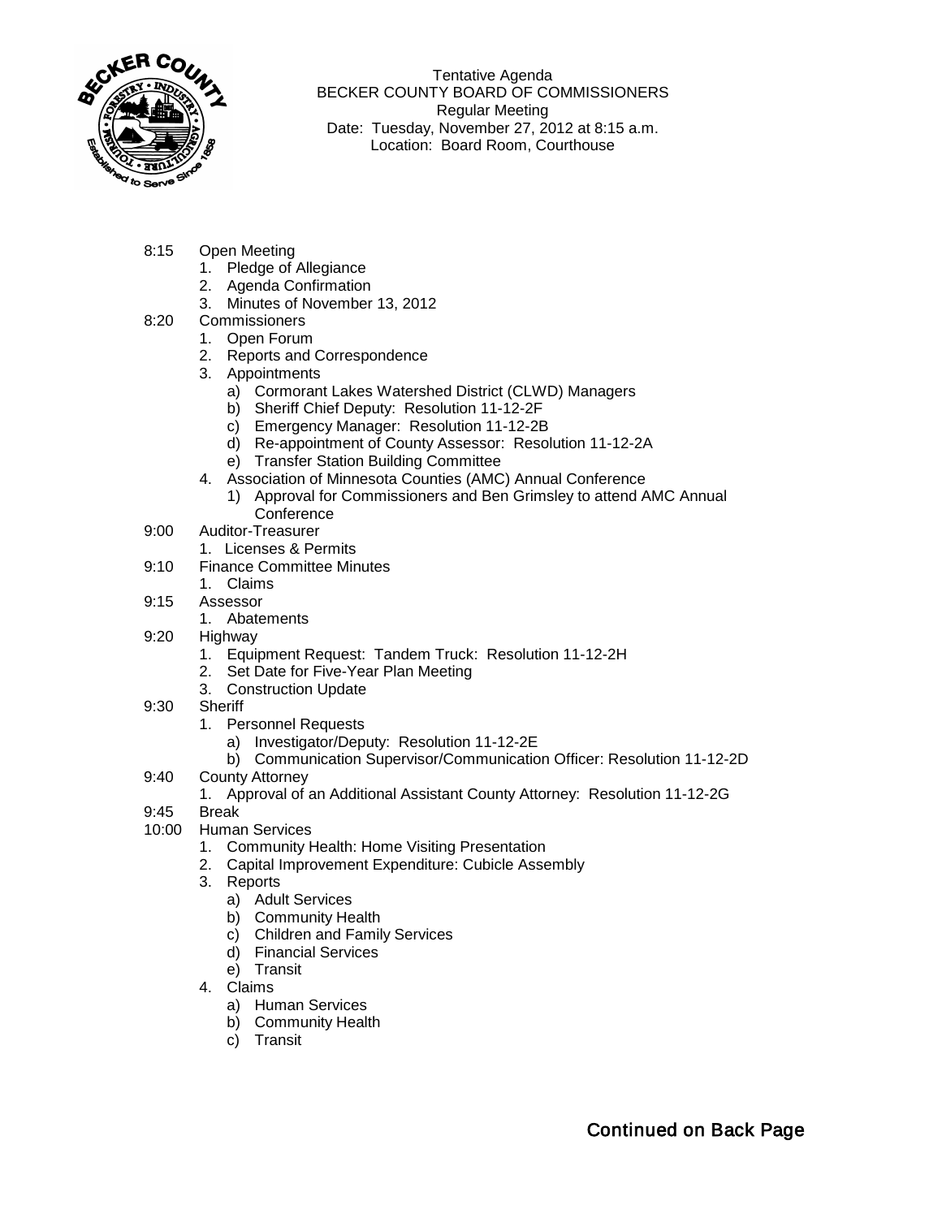Tentative Agenda
BECKER COUNTY BOARD OF COMMISSIONERS
Regular Meeting
Date: Tuesday, November 27, 2012 at 8:15 a.m.
Location: Board Room, Courthouse

8:15 Open Meeting
1. Pledge of Allegiance
2. Agenda Confirmation
3. Minutes of November 13, 2012

8:20 Commissioners
1. Open Forum
2. Reports and Correspondence
3. Appointments
   a) Cormorant Lakes Watershed District (CLWD) Managers
   b) Sheriff Chief Deputy: Resolution 11-12-2F
   c) Emergency Manager: Resolution 11-12-2B
   d) Re-appointment of County Assessor: Resolution 11-12-2A
   e) Transfer Station Building Committee
4. Association of Minnesota Counties (AMC) Annual Conference
   1) Approval for Commissioners and Ben Grimsley to attend AMC Annual Conference

9:00 Auditor-Treasurer
1. Licenses & Permits

9:10 Finance Committee Minutes
1. Claims

9:15 Assessor
1. Abatements

9:20 Highway
1. Equipment Request: Tandem Truck: Resolution 11-12-2H
2. Set Date for Five-Year Plan Meeting
3. Construction Update

9:30 Sheriff
1. Personnel Requests
   a) Investigator/Deputy: Resolution 11-12-2E
   b) Communication Supervisor/Communication Officer: Resolution 11-12-2D

9:40 County Attorney
1. Approval of an Additional Assistant County Attorney: Resolution 11-12-2G

9:45 Break

10:00 Human Services
1. Community Health: Home Visiting Presentation
2. Capital Improvement Expenditure: Cubicle Assembly
3. Reports
   a) Adult Services
   b) Community Health
   c) Children and Family Services
   d) Financial Services
   e) Transit
4. Claims
   a) Human Services
   b) Community Health
   c) Transit

Continued on Back Page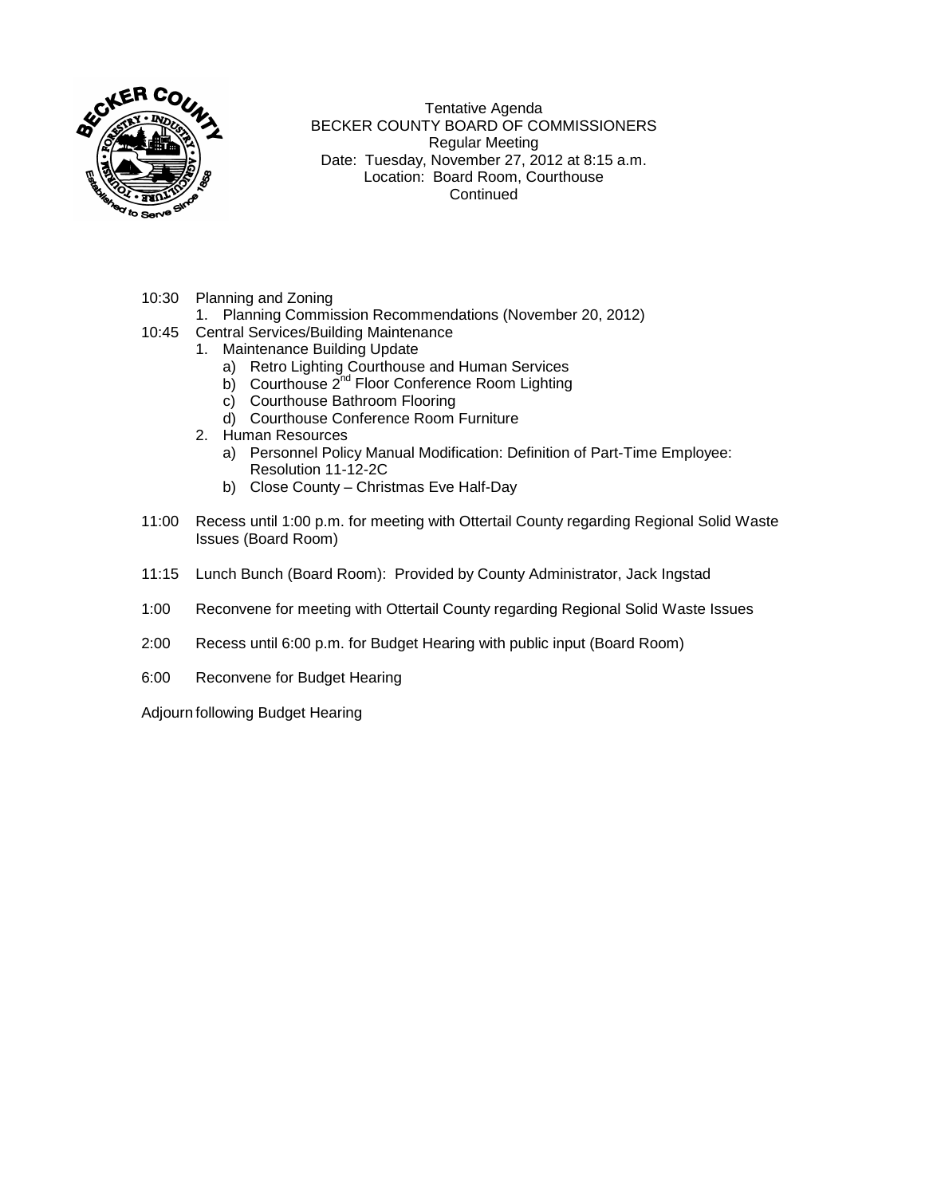Tentative Agenda
BECKER COUNTY BOARD OF COMMISSIONERS
Regular Meeting
Date: Tuesday, November 27, 2012 at 8:15 a.m.
Location: Board Room, Courthouse
Continued

10:30 Planning and Zoning

1. Planning Commission Recommendations (November 20, 2012)

10:45 Central Services/Building Maintenance

1. Maintenance Building Update
   a) Retro Lighting Courthouse and Human Services
   b) Courthouse 2nd Floor Conference Room Lighting
   c) Courthouse Bathroom Flooring
   d) Courthouse Conference Room Furniture
2. Human Resources
   a) Personnel Policy Manual Modification: Definition of Part-Time Employee: Resolution 11-12-2C
   b) Close County – Christmas Eve Half-Day

11:00 Recess until 1:00 p.m. for meeting with Ottertail County regarding Regional Solid Waste Issues (Board Room)

11:15 Lunch Bunch (Board Room): Provided by County Administrator, Jack Ingstad

1:00 Reconvene for meeting with Ottertail County regarding Regional Solid Waste Issues

2:00 Recess until 6:00 p.m. for Budget Hearing with public input (Board Room)

6:00 Reconvene for Budget Hearing

Adjourn following Budget Hearing